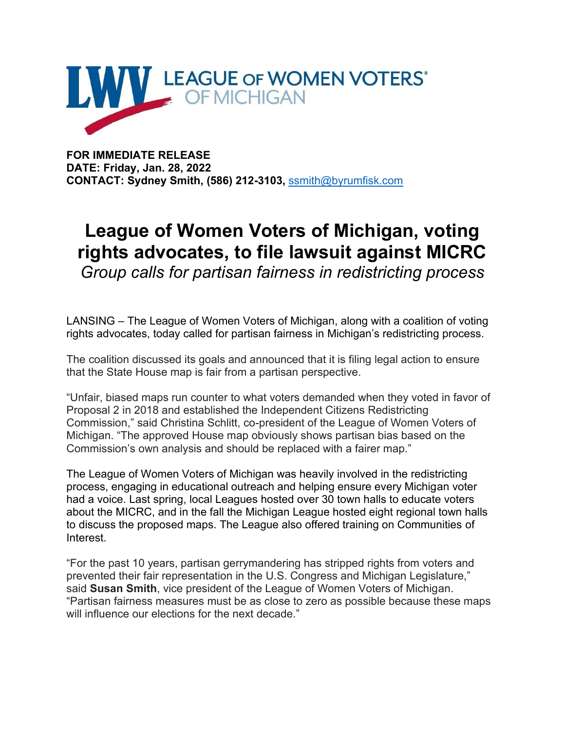LEAGUE OF WOMEN VOTERS® OF MICHIGAN

**FOR IMMEDIATE RELEASE**
**DATE: Friday, Jan. 28, 2022**
**CONTACT: Sydney Smith, (586) 212-3103,** ssmith@byrumfisk.com

# League of Women Voters of Michigan, voting rights advocates, to file lawsuit against MICRC

*Group calls for partisan fairness in redistricting process*

LANSING – The League of Women Voters of Michigan, along with a coalition of voting rights advocates, today called for partisan fairness in Michigan's redistricting process.

The coalition discussed its goals and announced that it is filing legal action to ensure that the State House map is fair from a partisan perspective.

"Unfair, biased maps run counter to what voters demanded when they voted in favor of Proposal 2 in 2018 and established the Independent Citizens Redistricting Commission," said Christina Schlitt, co-president of the League of Women Voters of Michigan. "The approved House map obviously shows partisan bias based on the Commission's own analysis and should be replaced with a fairer map."

The League of Women Voters of Michigan was heavily involved in the redistricting process, engaging in educational outreach and helping ensure every Michigan voter had a voice. Last spring, local Leagues hosted over 30 town halls to educate voters about the MICRC, and in the fall the Michigan League hosted eight regional town halls to discuss the proposed maps. The League also offered training on Communities of Interest.

"For the past 10 years, partisan gerrymandering has stripped rights from voters and prevented their fair representation in the U.S. Congress and Michigan Legislature," said **Susan Smith**, vice president of the League of Women Voters of Michigan. "Partisan fairness measures must be as close to zero as possible because these maps will influence our elections for the next decade."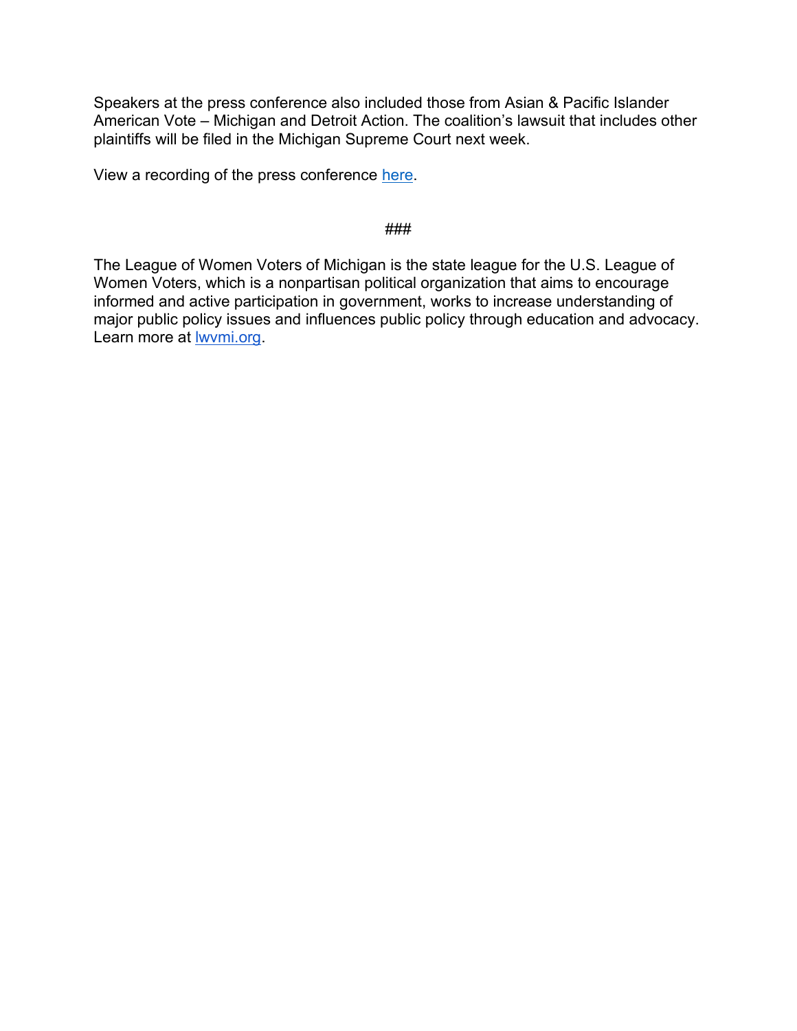Speakers at the press conference also included those from Asian & Pacific Islander American Vote – Michigan and Detroit Action. The coalition's lawsuit that includes other plaintiffs will be filed in the Michigan Supreme Court next week.

View a recording of the press conference here.

###

The League of Women Voters of Michigan is the state league for the U.S. League of Women Voters, which is a nonpartisan political organization that aims to encourage informed and active participation in government, works to increase understanding of major public policy issues and influences public policy through education and advocacy. Learn more at lwvmi.org.